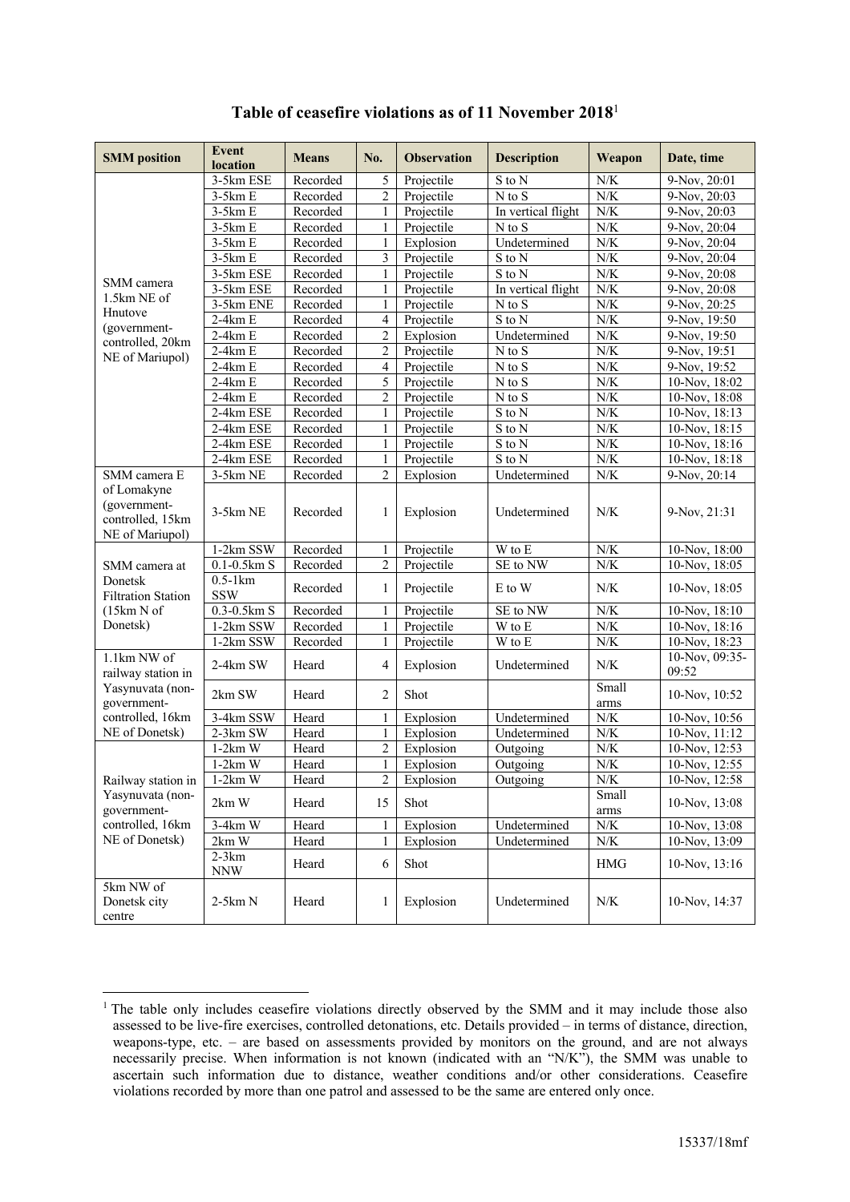## Table of ceasefire violations as of 11 November 2018[1]

| SMM position | Event location | Means | No. | Observation | Description | Weapon | Date, time |
|---|---|---|---|---|---|---|---|
| SMM camera 1.5km NE of Hnutove (government-controlled, 20km NE of Mariupol) | 3-5km ESE | Recorded | 5 | Projectile | S to N | N/K | 9-Nov, 20:01 |
| | 3-5km E | Recorded | 2 | Projectile | N to S | N/K | 9-Nov, 20:03 |
| | 3-5km E | Recorded | 1 | Projectile | In vertical flight | N/K | 9-Nov, 20:03 |
| | 3-5km E | Recorded | 1 | Projectile | N to S | N/K | 9-Nov, 20:04 |
| | 3-5km E | Recorded | 1 | Explosion | Undetermined | N/K | 9-Nov, 20:04 |
| | 3-5km E | Recorded | 3 | Projectile | S to N | N/K | 9-Nov, 20:04 |
| | 3-5km ESE | Recorded | 1 | Projectile | S to N | N/K | 9-Nov, 20:08 |
| | 3-5km ESE | Recorded | 1 | Projectile | In vertical flight | N/K | 9-Nov, 20:08 |
| | 3-5km ENE | Recorded | 1 | Projectile | N to S | N/K | 9-Nov, 20:25 |
| | 2-4km E | Recorded | 4 | Projectile | S to N | N/K | 9-Nov, 19:50 |
| | 2-4km E | Recorded | 2 | Explosion | Undetermined | N/K | 9-Nov, 19:50 |
| | 2-4km E | Recorded | 2 | Projectile | N to S | N/K | 9-Nov, 19:51 |
| | 2-4km E | Recorded | 4 | Projectile | N to S | N/K | 9-Nov, 19:52 |
| | 2-4km E | Recorded | 5 | Projectile | N to S | N/K | 10-Nov, 18:02 |
| | 2-4km E | Recorded | 2 | Projectile | N to S | N/K | 10-Nov, 18:08 |
| | 2-4km ESE | Recorded | 1 | Projectile | S to N | N/K | 10-Nov, 18:13 |
| | 2-4km ESE | Recorded | 1 | Projectile | S to N | N/K | 10-Nov, 18:15 |
| | 2-4km ESE | Recorded | 1 | Projectile | S to N | N/K | 10-Nov, 18:16 |
| | 2-4km ESE | Recorded | 1 | Projectile | S to N | N/K | 10-Nov, 18:18 |
| SMM camera E of Lomakyne (government-controlled, 15km NE of Mariupol) | 3-5km NE | Recorded | 2 | Explosion | Undetermined | N/K | 9-Nov, 20:14 |
| | 3-5km NE | Recorded | 1 | Explosion | Undetermined | N/K | 9-Nov, 21:31 |
| SMM camera at Donetsk Filtration Station (15km N of Donetsk) | 1-2km SSW | Recorded | 1 | Projectile | W to E | N/K | 10-Nov, 18:00 |
| | 0.1-0.5km S | Recorded | 2 | Projectile | SE to NW | N/K | 10-Nov, 18:05 |
| | 0.5-1km SSW | Recorded | 1 | Projectile | E to W | N/K | 10-Nov, 18:05 |
| | 0.3-0.5km S | Recorded | 1 | Projectile | SE to NW | N/K | 10-Nov, 18:10 |
| | 1-2km SSW | Recorded | 1 | Projectile | W to E | N/K | 10-Nov, 18:16 |
| | 1-2km SSW | Recorded | 1 | Projectile | W to E | N/K | 10-Nov, 18:23 |
| 1.1km NW of railway station in Yasynuvata (non-government-controlled, 16km NE of Donetsk) | 2-4km SW | Heard | 4 | Explosion | Undetermined | N/K | 10-Nov, 09:35-09:52 |
| | 2km SW | Heard | 2 | Shot | | Small arms | 10-Nov, 10:52 |
| | 3-4km SSW | Heard | 1 | Explosion | Undetermined | N/K | 10-Nov, 10:56 |
| | 2-3km SW | Heard | 1 | Explosion | Undetermined | N/K | 10-Nov, 11:12 |
| Railway station in Yasynuvata (non-government-controlled, 16km NE of Donetsk) | 1-2km W | Heard | 2 | Explosion | Outgoing | N/K | 10-Nov, 12:53 |
| | 1-2km W | Heard | 1 | Explosion | Outgoing | N/K | 10-Nov, 12:55 |
| | 1-2km W | Heard | 2 | Explosion | Outgoing | N/K | 10-Nov, 12:58 |
| | 2km W | Heard | 15 | Shot | | Small arms | 10-Nov, 13:08 |
| | 3-4km W | Heard | 1 | Explosion | Undetermined | N/K | 10-Nov, 13:08 |
| | 2km W | Heard | 1 | Explosion | Undetermined | N/K | 10-Nov, 13:09 |
| | 2-3km NNW | Heard | 6 | Shot | | HMG | 10-Nov, 13:16 |
| 5km NW of Donetsk city centre | 2-5km N | Heard | 1 | Explosion | Undetermined | N/K | 10-Nov, 14:37 |

[1] The table only includes ceasefire violations directly observed by the SMM and it may include those also assessed to be live-fire exercises, controlled detonations, etc. Details provided – in terms of distance, direction, weapons-type, etc. – are based on assessments provided by monitors on the ground, and are not always necessarily precise. When information is not known (indicated with an "N/K"), the SMM was unable to ascertain such information due to distance, weather conditions and/or other considerations. Ceasefire violations recorded by more than one patrol and assessed to be the same are entered only once.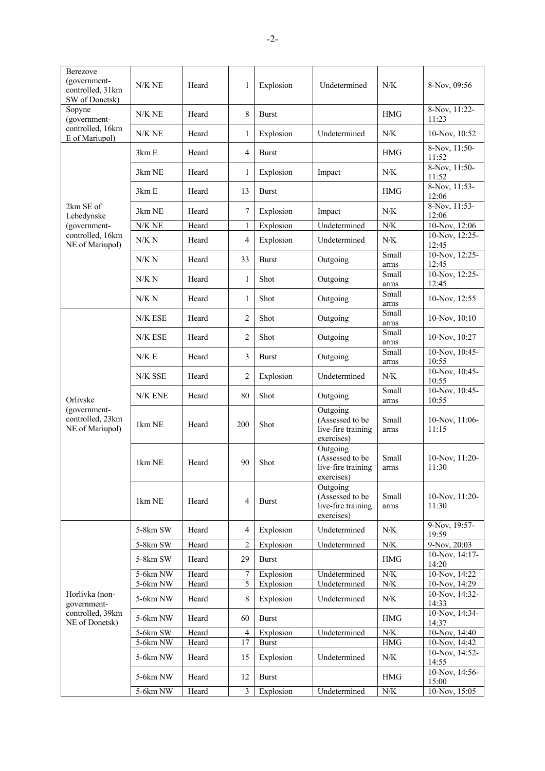| | | | | | | | |
|---|---|---|---|---|---|---|---|
| Berezove (government-controlled, 31km SW of Donetsk) | N/K NE | Heard | 1 | Explosion | Undetermined | N/K | 8-Nov, 09:56 |
| Sopyne (government-controlled, 16km E of Mariupol) | N/K NE | Heard | 8 | Burst | | HMG | 8-Nov, 11:22-11:23 |
| | N/K NE | Heard | 1 | Explosion | Undetermined | N/K | 10-Nov, 10:52 |
| 2km SE of Lebedynske (government-controlled, 16km NE of Mariupol) | 3km E | Heard | 4 | Burst | | HMG | 8-Nov, 11:50-11:52 |
| | 3km NE | Heard | 1 | Explosion | Impact | N/K | 8-Nov, 11:50-11:52 |
| | 3km E | Heard | 13 | Burst | | HMG | 8-Nov, 11:53-12:06 |
| | 3km NE | Heard | 7 | Explosion | Impact | N/K | 8-Nov, 11:53-12:06 |
| | N/K NE | Heard | 1 | Explosion | Undetermined | N/K | 10-Nov, 12:06 |
| | N/K N | Heard | 4 | Explosion | Undetermined | N/K | 10-Nov, 12:25-12:45 |
| | N/K N | Heard | 33 | Burst | Outgoing | Small arms | 10-Nov, 12:25-12:45 |
| | N/K N | Heard | 1 | Shot | Outgoing | Small arms | 10-Nov, 12:25-12:45 |
| | N/K N | Heard | 1 | Shot | Outgoing | Small arms | 10-Nov, 12:55 |
| Orlivske (government-controlled, 23km NE of Mariupol) | N/K ESE | Heard | 2 | Shot | Outgoing | Small arms | 10-Nov, 10:10 |
| | N/K ESE | Heard | 2 | Shot | Outgoing | Small arms | 10-Nov, 10:27 |
| | N/K E | Heard | 3 | Burst | Outgoing | Small arms | 10-Nov, 10:45-10:55 |
| | N/K SSE | Heard | 2 | Explosion | Undetermined | N/K | 10-Nov, 10:45-10:55 |
| | N/K ENE | Heard | 80 | Shot | Outgoing | Small arms | 10-Nov, 10:45-10:55 |
| | 1km NE | Heard | 200 | Shot | Outgoing (Assessed to be live-fire training exercises) | Small arms | 10-Nov, 11:06-11:15 |
| | 1km NE | Heard | 90 | Shot | Outgoing (Assessed to be live-fire training exercises) | Small arms | 10-Nov, 11:20-11:30 |
| | 1km NE | Heard | 4 | Burst | Outgoing (Assessed to be live-fire training exercises) | Small arms | 10-Nov, 11:20-11:30 |
| Horlivka (non-government-controlled, 39km NE of Donetsk) | 5-8km SW | Heard | 4 | Explosion | Undetermined | N/K | 9-Nov, 19:57-19:59 |
| | 5-8km SW | Heard | 2 | Explosion | Undetermined | N/K | 9-Nov, 20:03 |
| | 5-8km SW | Heard | 29 | Burst | | HMG | 10-Nov, 14:17-14:20 |
| | 5-6km NW | Heard | 7 | Explosion | Undetermined | N/K | 10-Nov, 14:22 |
| | 5-6km NW | Heard | 5 | Explosion | Undetermined | N/K | 10-Nov, 14:29 |
| | 5-6km NW | Heard | 8 | Explosion | Undetermined | N/K | 10-Nov, 14:32-14:33 |
| | 5-6km NW | Heard | 60 | Burst | | HMG | 10-Nov, 14:34-14:37 |
| | 5-6km SW | Heard | 4 | Explosion | Undetermined | N/K | 10-Nov, 14:40 |
| | 5-6km NW | Heard | 17 | Burst | | HMG | 10-Nov, 14:42 |
| | 5-6km NW | Heard | 15 | Explosion | Undetermined | N/K | 10-Nov, 14:52-14:55 |
| | 5-6km NW | Heard | 12 | Burst | | HMG | 10-Nov, 14:56-15:00 |
| | 5-6km NW | Heard | 3 | Explosion | Undetermined | N/K | 10-Nov, 15:05 |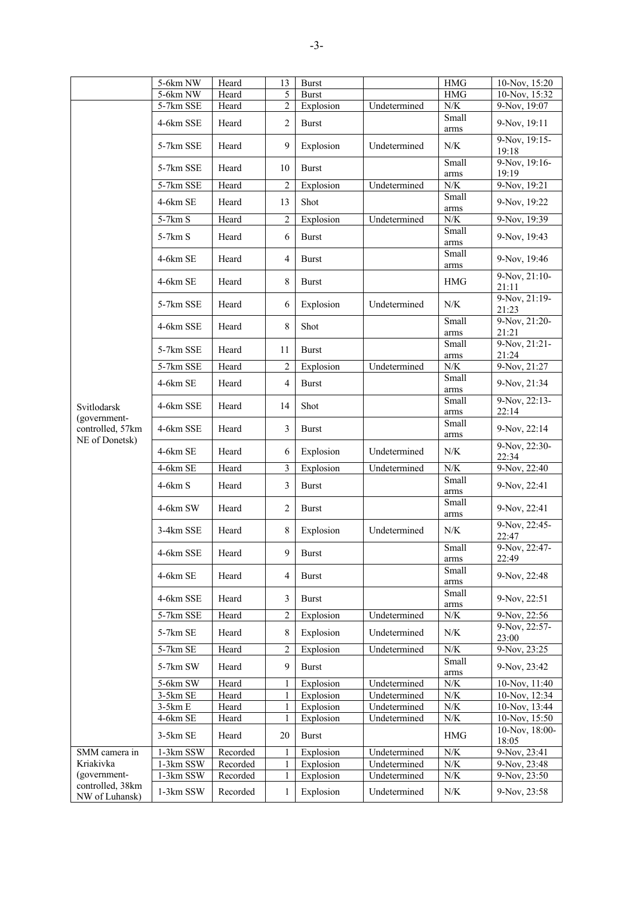| | | | | | | | |
|---|---|---|---|---|---|---|---|
| | 5-6km NW | Heard | 13 | Burst | | HMG | 10-Nov, 15:20 |
| | 5-6km NW | Heard | 5 | Burst | | HMG | 10-Nov, 15:32 |
| Svitlodarsk (government-controlled, 57km NE of Donetsk) | 5-7km SSE | Heard | 2 | Explosion | Undetermined | N/K | 9-Nov, 19:07 |
| | 4-6km SSE | Heard | 2 | Burst | | Small arms | 9-Nov, 19:11 |
| | 5-7km SSE | Heard | 9 | Explosion | Undetermined | N/K | 9-Nov, 19:15-19:18 |
| | 5-7km SSE | Heard | 10 | Burst | | Small arms | 9-Nov, 19:16-19:19 |
| | 5-7km SSE | Heard | 2 | Explosion | Undetermined | N/K | 9-Nov, 19:21 |
| | 4-6km SE | Heard | 13 | Shot | | Small arms | 9-Nov, 19:22 |
| | 5-7km S | Heard | 2 | Explosion | Undetermined | N/K | 9-Nov, 19:39 |
| | 5-7km S | Heard | 6 | Burst | | Small arms | 9-Nov, 19:43 |
| | 4-6km SE | Heard | 4 | Burst | | Small arms | 9-Nov, 19:46 |
| | 4-6km SE | Heard | 8 | Burst | | HMG | 9-Nov, 21:10-21:11 |
| | 5-7km SSE | Heard | 6 | Explosion | Undetermined | N/K | 9-Nov, 21:19-21:23 |
| | 4-6km SSE | Heard | 8 | Shot | | Small arms | 9-Nov, 21:20-21:21 |
| | 5-7km SSE | Heard | 11 | Burst | | Small arms | 9-Nov, 21:21-21:24 |
| | 5-7km SSE | Heard | 2 | Explosion | Undetermined | N/K | 9-Nov, 21:27 |
| | 4-6km SE | Heard | 4 | Burst | | Small arms | 9-Nov, 21:34 |
| | 4-6km SSE | Heard | 14 | Shot | | Small arms | 9-Nov, 22:13-22:14 |
| | 4-6km SSE | Heard | 3 | Burst | | Small arms | 9-Nov, 22:14 |
| | 4-6km SE | Heard | 6 | Explosion | Undetermined | N/K | 9-Nov, 22:30-22:34 |
| | 4-6km SE | Heard | 3 | Explosion | Undetermined | N/K | 9-Nov, 22:40 |
| | 4-6km S | Heard | 3 | Burst | | Small arms | 9-Nov, 22:41 |
| | 4-6km SW | Heard | 2 | Burst | | Small arms | 9-Nov, 22:41 |
| | 3-4km SSE | Heard | 8 | Explosion | Undetermined | N/K | 9-Nov, 22:45-22:47 |
| | 4-6km SSE | Heard | 9 | Burst | | Small arms | 9-Nov, 22:47-22:49 |
| | 4-6km SE | Heard | 4 | Burst | | Small arms | 9-Nov, 22:48 |
| | 4-6km SSE | Heard | 3 | Burst | | Small arms | 9-Nov, 22:51 |
| | 5-7km SSE | Heard | 2 | Explosion | Undetermined | N/K | 9-Nov, 22:56 |
| | 5-7km SE | Heard | 8 | Explosion | Undetermined | N/K | 9-Nov, 22:57-23:00 |
| | 5-7km SE | Heard | 2 | Explosion | Undetermined | N/K | 9-Nov, 23:25 |
| | 5-7km SW | Heard | 9 | Burst | | Small arms | 9-Nov, 23:42 |
| | 5-6km SW | Heard | 1 | Explosion | Undetermined | N/K | 10-Nov, 11:40 |
| | 3-5km SE | Heard | 1 | Explosion | Undetermined | N/K | 10-Nov, 12:34 |
| | 3-5km E | Heard | 1 | Explosion | Undetermined | N/K | 10-Nov, 13:44 |
| | 4-6km SE | Heard | 1 | Explosion | Undetermined | N/K | 10-Nov, 15:50 |
| | 3-5km SE | Heard | 20 | Burst | | HMG | 10-Nov, 18:00-18:05 |
| SMM camera in Kriakivka (government-controlled, 38km NW of Luhansk) | 1-3km SSW | Recorded | 1 | Explosion | Undetermined | N/K | 9-Nov, 23:41 |
| | 1-3km SSW | Recorded | 1 | Explosion | Undetermined | N/K | 9-Nov, 23:48 |
| | 1-3km SSW | Recorded | 1 | Explosion | Undetermined | N/K | 9-Nov, 23:50 |
| | 1-3km SSW | Recorded | 1 | Explosion | Undetermined | N/K | 9-Nov, 23:58 |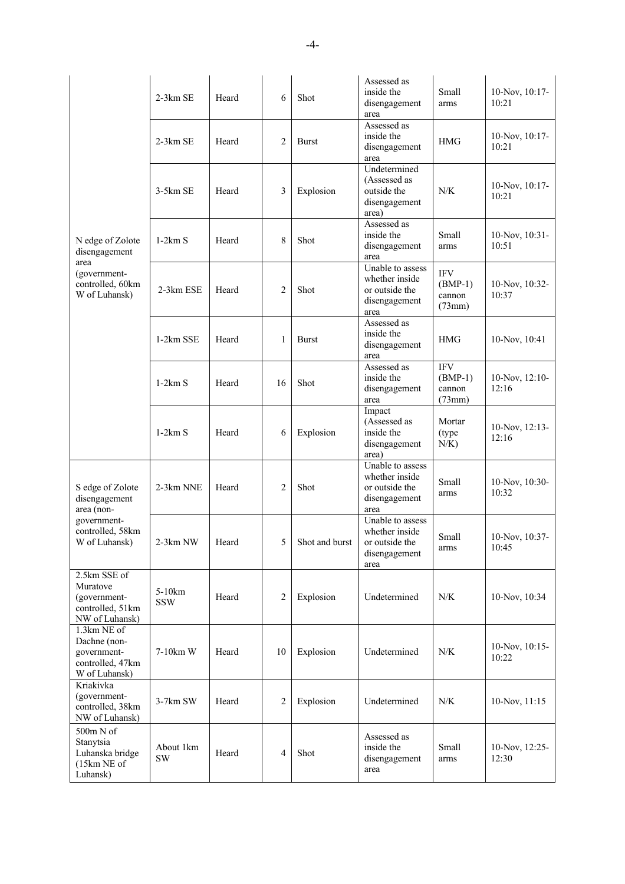| | | | | | | | |
|---|---|---|---|---|---|---|---|
| N edge of Zolote disengagement area (government-controlled, 60km W of Luhansk) | 2-3km SE | Heard | 6 | Shot | Assessed as inside the disengagement area | Small arms | 10-Nov, 10:17-10:21 |
| | 2-3km SE | Heard | 2 | Burst | Assessed as inside the disengagement area | HMG | 10-Nov, 10:17-10:21 |
| | 3-5km SE | Heard | 3 | Explosion | Undetermined (Assessed as outside the disengagement area) | N/K | 10-Nov, 10:17-10:21 |
| | 1-2km S | Heard | 8 | Shot | Assessed as inside the disengagement area | Small arms | 10-Nov, 10:31-10:51 |
| | 2-3km ESE | Heard | 2 | Shot | Unable to assess whether inside or outside the disengagement area | IFV (BMP-1) cannon (73mm) | 10-Nov, 10:32-10:37 |
| | 1-2km SSE | Heard | 1 | Burst | Assessed as inside the disengagement area | HMG | 10-Nov, 10:41 |
| | 1-2km S | Heard | 16 | Shot | Assessed as inside the disengagement area | IFV (BMP-1) cannon (73mm) | 10-Nov, 12:10-12:16 |
| | 1-2km S | Heard | 6 | Explosion | Impact (Assessed as inside the disengagement area) | Mortar (type N/K) | 10-Nov, 12:13-12:16 |
| S edge of Zolote disengagement area (non-government-controlled, 58km W of Luhansk) | 2-3km NNE | Heard | 2 | Shot | Unable to assess whether inside or outside the disengagement area | Small arms | 10-Nov, 10:30-10:32 |
| | 2-3km NW | Heard | 5 | Shot and burst | Unable to assess whether inside or outside the disengagement area | Small arms | 10-Nov, 10:37-10:45 |
| 2.5km SSE of Muratove (government-controlled, 51km NW of Luhansk) | 5-10km SSW | Heard | 2 | Explosion | Undetermined | N/K | 10-Nov, 10:34 |
| 1.3km NE of Dachne (non-government-controlled, 47km W of Luhansk) | 7-10km W | Heard | 10 | Explosion | Undetermined | N/K | 10-Nov, 10:15-10:22 |
| Kriakivka (government-controlled, 38km NW of Luhansk) | 3-7km SW | Heard | 2 | Explosion | Undetermined | N/K | 10-Nov, 11:15 |
| 500m N of Stanytsia Luhanska bridge (15km NE of Luhansk) | About 1km SW | Heard | 4 | Shot | Assessed as inside the disengagement area | Small arms | 10-Nov, 12:25-12:30 |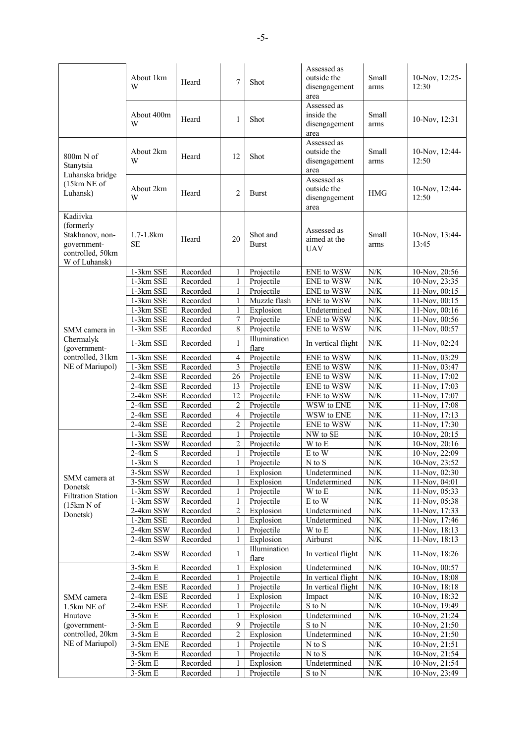| | | | | | | | |
|---|---|---|---|---|---|---|---|
| | About 1km W | Heard | 7 | Shot | Assessed as outside the disengagement area | Small arms | 10-Nov, 12:25-12:30 |
| | About 400m W | Heard | 1 | Shot | Assessed as inside the disengagement area | Small arms | 10-Nov, 12:31 |
| 800m N of Stanytsia Luhanska bridge (15km NE of Luhansk) | About 2km W | Heard | 12 | Shot | Assessed as outside the disengagement area | Small arms | 10-Nov, 12:44-12:50 |
| | About 2km W | Heard | 2 | Burst | Assessed as outside the disengagement area | HMG | 10-Nov, 12:44-12:50 |
| Kadiivka (formerly Stakhanov, non-government-controlled, 50km W of Luhansk) | 1.7-1.8km SE | Heard | 20 | Shot and Burst | Assessed as aimed at the UAV | Small arms | 10-Nov, 13:44-13:45 |
| SMM camera in Chermalyk (government-controlled, 31km NE of Mariupol) | 1-3km SSE | Recorded | 1 | Projectile | ENE to WSW | N/K | 10-Nov, 20:56 |
| | 1-3km SSE | Recorded | 1 | Projectile | ENE to WSW | N/K | 10-Nov, 23:35 |
| | 1-3km SSE | Recorded | 1 | Projectile | ENE to WSW | N/K | 11-Nov, 00:15 |
| | 1-3km SSE | Recorded | 1 | Muzzle flash | ENE to WSW | N/K | 11-Nov, 00:15 |
| | 1-3km SSE | Recorded | 1 | Explosion | Undetermined | N/K | 11-Nov, 00:16 |
| | 1-3km SSE | Recorded | 7 | Projectile | ENE to WSW | N/K | 11-Nov, 00:56 |
| | 1-3km SSE | Recorded | 8 | Projectile | ENE to WSW | N/K | 11-Nov, 00:57 |
| | 1-3km SSE | Recorded | 1 | Illumination flare | In vertical flight | N/K | 11-Nov, 02:24 |
| | 1-3km SSE | Recorded | 4 | Projectile | ENE to WSW | N/K | 11-Nov, 03:29 |
| | 1-3km SSE | Recorded | 3 | Projectile | ENE to WSW | N/K | 11-Nov, 03:47 |
| | 2-4km SSE | Recorded | 26 | Projectile | ENE to WSW | N/K | 11-Nov, 17:02 |
| | 2-4km SSE | Recorded | 13 | Projectile | ENE to WSW | N/K | 11-Nov, 17:03 |
| | 2-4km SSE | Recorded | 12 | Projectile | ENE to WSW | N/K | 11-Nov, 17:07 |
| | 2-4km SSE | Recorded | 2 | Projectile | WSW to ENE | N/K | 11-Nov, 17:08 |
| | 2-4km SSE | Recorded | 4 | Projectile | WSW to ENE | N/K | 11-Nov, 17:13 |
| | 2-4km SSE | Recorded | 2 | Projectile | ENE to WSW | N/K | 11-Nov, 17:30 |
| SMM camera at Donetsk Filtration Station (15km N of Donetsk) | 1-3km SSE | Recorded | 1 | Projectile | NW to SE | N/K | 10-Nov, 20:15 |
| | 1-3km SSW | Recorded | 2 | Projectile | W to E | N/K | 10-Nov, 20:16 |
| | 2-4km S | Recorded | 1 | Projectile | E to W | N/K | 10-Nov, 22:09 |
| | 1-3km S | Recorded | 1 | Projectile | N to S | N/K | 10-Nov, 23:52 |
| | 3-5km SSW | Recorded | 1 | Explosion | Undetermined | N/K | 11-Nov, 02:30 |
| | 3-5km SSW | Recorded | 1 | Explosion | Undetermined | N/K | 11-Nov, 04:01 |
| | 1-3km SSW | Recorded | 1 | Projectile | W to E | N/K | 11-Nov, 05:33 |
| | 1-3km SSW | Recorded | 1 | Projectile | E to W | N/K | 11-Nov, 05:38 |
| | 2-4km SSW | Recorded | 2 | Explosion | Undetermined | N/K | 11-Nov, 17:33 |
| | 1-2km SSE | Recorded | 1 | Explosion | Undetermined | N/K | 11-Nov, 17:46 |
| | 2-4km SSW | Recorded | 1 | Projectile | W to E | N/K | 11-Nov, 18:13 |
| | 2-4km SSW | Recorded | 1 | Explosion | Airburst | N/K | 11-Nov, 18:13 |
| | 2-4km SSW | Recorded | 1 | Illumination flare | In vertical flight | N/K | 11-Nov, 18:26 |
| SMM camera 1.5km NE of Hnutove (government-controlled, 20km NE of Mariupol) | 3-5km E | Recorded | 1 | Explosion | Undetermined | N/K | 10-Nov, 00:57 |
| | 2-4km E | Recorded | 1 | Projectile | In vertical flight | N/K | 10-Nov, 18:08 |
| | 2-4km ESE | Recorded | 1 | Projectile | In vertical flight | N/K | 10-Nov, 18:18 |
| | 2-4km ESE | Recorded | 1 | Explosion | Impact | N/K | 10-Nov, 18:32 |
| | 2-4km ESE | Recorded | 1 | Projectile | S to N | N/K | 10-Nov, 19:49 |
| | 3-5km E | Recorded | 1 | Explosion | Undetermined | N/K | 10-Nov, 21:24 |
| | 3-5km E | Recorded | 9 | Projectile | S to N | N/K | 10-Nov, 21:50 |
| | 3-5km E | Recorded | 2 | Explosion | Undetermined | N/K | 10-Nov, 21:50 |
| | 3-5km ENE | Recorded | 1 | Projectile | N to S | N/K | 10-Nov, 21:51 |
| | 3-5km E | Recorded | 1 | Projectile | N to S | N/K | 10-Nov, 21:54 |
| | 3-5km E | Recorded | 1 | Explosion | Undetermined | N/K | 10-Nov, 21:54 |
| | 3-5km E | Recorded | 1 | Projectile | S to N | N/K | 10-Nov, 23:49 |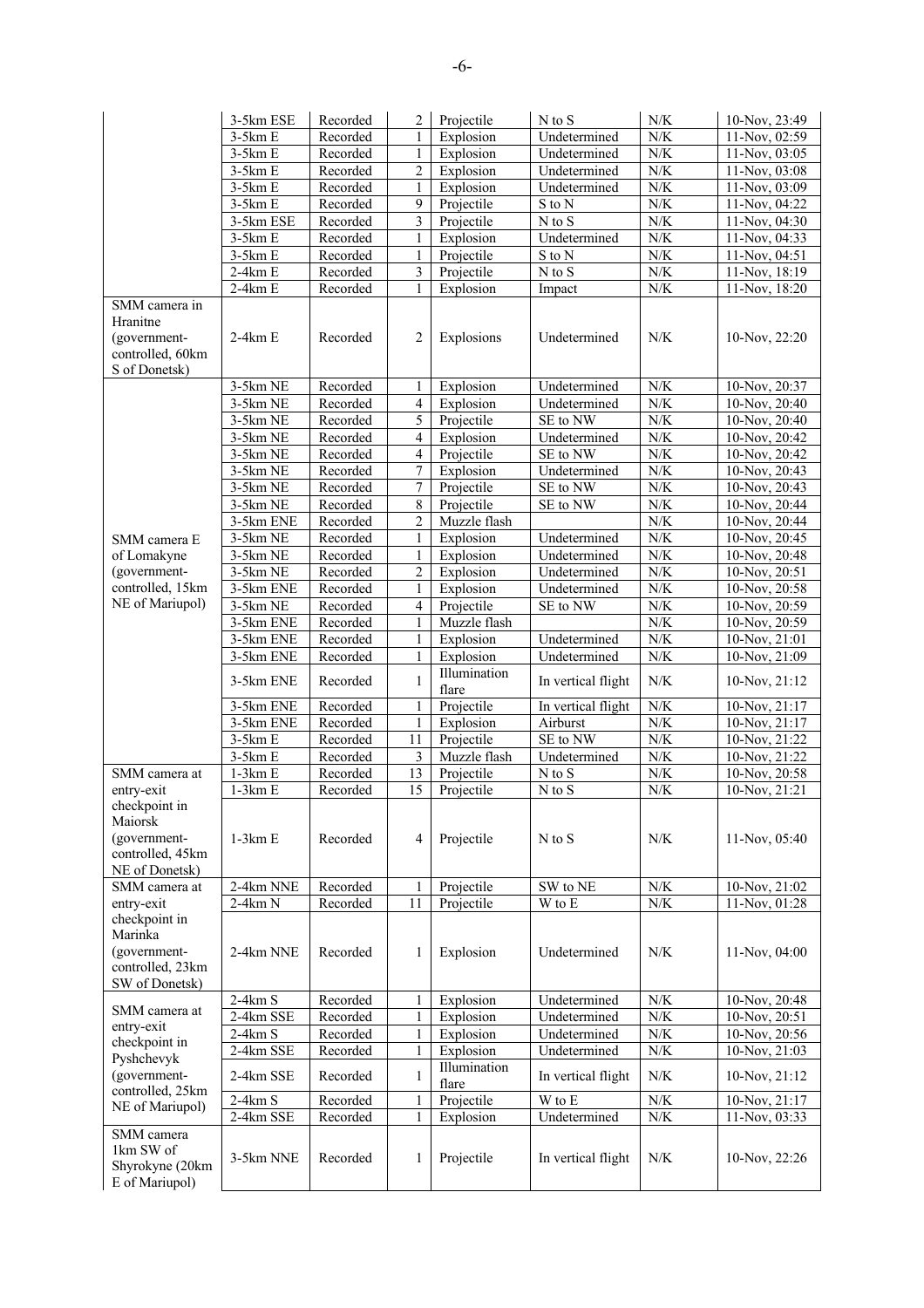| | | | | | | | |
|---|---|---|---|---|---|---|---|
| | 3-5km ESE | Recorded | 2 | Projectile | N to S | N/K | 10-Nov, 23:49 |
| | 3-5km E | Recorded | 1 | Explosion | Undetermined | N/K | 11-Nov, 02:59 |
| | 3-5km E | Recorded | 1 | Explosion | Undetermined | N/K | 11-Nov, 03:05 |
| | 3-5km E | Recorded | 2 | Explosion | Undetermined | N/K | 11-Nov, 03:08 |
| | 3-5km E | Recorded | 1 | Explosion | Undetermined | N/K | 11-Nov, 03:09 |
| | 3-5km E | Recorded | 9 | Projectile | S to N | N/K | 11-Nov, 04:22 |
| | 3-5km ESE | Recorded | 3 | Projectile | N to S | N/K | 11-Nov, 04:30 |
| | 3-5km E | Recorded | 1 | Explosion | Undetermined | N/K | 11-Nov, 04:33 |
| | 3-5km E | Recorded | 1 | Projectile | S to N | N/K | 11-Nov, 04:51 |
| | 2-4km E | Recorded | 3 | Projectile | N to S | N/K | 11-Nov, 18:19 |
| | 2-4km E | Recorded | 1 | Explosion | Impact | N/K | 11-Nov, 18:20 |
| SMM camera in Hranitne (government-controlled, 60km S of Donetsk) | 2-4km E | Recorded | 2 | Explosions | Undetermined | N/K | 10-Nov, 22:20 |
| SMM camera E of Lomakyne (government-controlled, 15km NE of Mariupol) | 3-5km NE | Recorded | 1 | Explosion | Undetermined | N/K | 10-Nov, 20:37 |
| | 3-5km NE | Recorded | 4 | Explosion | Undetermined | N/K | 10-Nov, 20:40 |
| | 3-5km NE | Recorded | 5 | Projectile | SE to NW | N/K | 10-Nov, 20:40 |
| | 3-5km NE | Recorded | 4 | Explosion | Undetermined | N/K | 10-Nov, 20:42 |
| | 3-5km NE | Recorded | 4 | Projectile | SE to NW | N/K | 10-Nov, 20:42 |
| | 3-5km NE | Recorded | 7 | Explosion | Undetermined | N/K | 10-Nov, 20:43 |
| | 3-5km NE | Recorded | 7 | Projectile | SE to NW | N/K | 10-Nov, 20:43 |
| | 3-5km NE | Recorded | 8 | Projectile | SE to NW | N/K | 10-Nov, 20:44 |
| | 3-5km ENE | Recorded | 2 | Muzzle flash | | N/K | 10-Nov, 20:44 |
| | 3-5km NE | Recorded | 1 | Explosion | Undetermined | N/K | 10-Nov, 20:45 |
| | 3-5km NE | Recorded | 1 | Explosion | Undetermined | N/K | 10-Nov, 20:48 |
| | 3-5km NE | Recorded | 2 | Explosion | Undetermined | N/K | 10-Nov, 20:51 |
| | 3-5km ENE | Recorded | 1 | Explosion | Undetermined | N/K | 10-Nov, 20:58 |
| | 3-5km NE | Recorded | 4 | Projectile | SE to NW | N/K | 10-Nov, 20:59 |
| | 3-5km ENE | Recorded | 1 | Muzzle flash | | N/K | 10-Nov, 20:59 |
| | 3-5km ENE | Recorded | 1 | Explosion | Undetermined | N/K | 10-Nov, 21:01 |
| | 3-5km ENE | Recorded | 1 | Explosion | Undetermined | N/K | 10-Nov, 21:09 |
| | 3-5km ENE | Recorded | 1 | Illumination flare | In vertical flight | N/K | 10-Nov, 21:12 |
| | 3-5km ENE | Recorded | 1 | Projectile | In vertical flight | N/K | 10-Nov, 21:17 |
| | 3-5km ENE | Recorded | 1 | Explosion | Airburst | N/K | 10-Nov, 21:17 |
| | 3-5km E | Recorded | 11 | Projectile | SE to NW | N/K | 10-Nov, 21:22 |
| | 3-5km E | Recorded | 3 | Muzzle flash | Undetermined | N/K | 10-Nov, 21:22 |
| SMM camera at entry-exit checkpoint in Maiorsk (government-controlled, 45km NE of Donetsk) | 1-3km E | Recorded | 13 | Projectile | N to S | N/K | 10-Nov, 20:58 |
| | 1-3km E | Recorded | 15 | Projectile | N to S | N/K | 10-Nov, 21:21 |
| | 1-3km E | Recorded | 4 | Projectile | N to S | N/K | 11-Nov, 05:40 |
| SMM camera at entry-exit checkpoint in Marinka (government-controlled, 23km SW of Donetsk) | 2-4km NNE | Recorded | 1 | Projectile | SW to NE | N/K | 10-Nov, 21:02 |
| | 2-4km N | Recorded | 11 | Projectile | W to E | N/K | 11-Nov, 01:28 |
| | 2-4km NNE | Recorded | 1 | Explosion | Undetermined | N/K | 11-Nov, 04:00 |
| SMM camera at entry-exit checkpoint in Pyshchevyk (government-controlled, 25km NE of Mariupol) | 2-4km S | Recorded | 1 | Explosion | Undetermined | N/K | 10-Nov, 20:48 |
| | 2-4km SSE | Recorded | 1 | Explosion | Undetermined | N/K | 10-Nov, 20:51 |
| | 2-4km S | Recorded | 1 | Explosion | Undetermined | N/K | 10-Nov, 20:56 |
| | 2-4km SSE | Recorded | 1 | Explosion | Undetermined | N/K | 10-Nov, 21:03 |
| | 2-4km SSE | Recorded | 1 | Illumination flare | In vertical flight | N/K | 10-Nov, 21:12 |
| | 2-4km S | Recorded | 1 | Projectile | W to E | N/K | 10-Nov, 21:17 |
| | 2-4km SSE | Recorded | 1 | Explosion | Undetermined | N/K | 11-Nov, 03:33 |
| SMM camera 1km SW of Shyrokyne (20km E of Mariupol) | 3-5km NNE | Recorded | 1 | Projectile | In vertical flight | N/K | 10-Nov, 22:26 |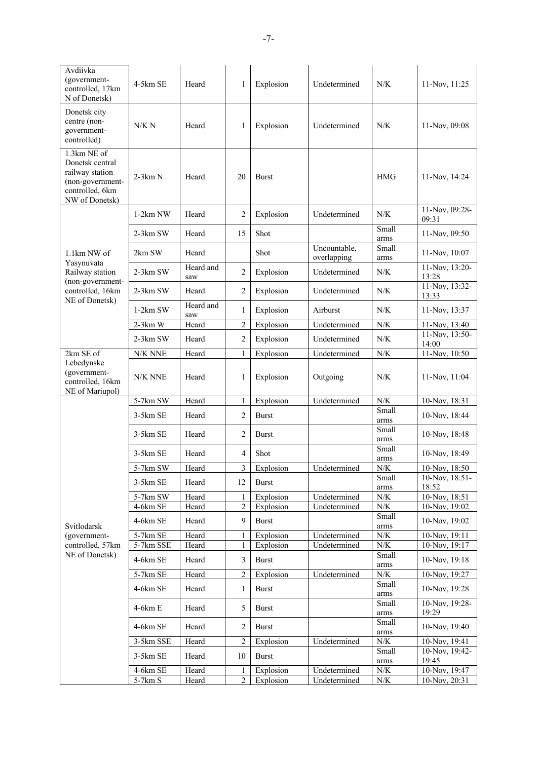| | | | | | | | |
|---|---|---|---|---|---|---|---|
| Avdiivka (government-controlled, 17km N of Donetsk) | 4-5km SE | Heard | 1 | Explosion | Undetermined | N/K | 11-Nov, 11:25 |
| Donetsk city centre (non-government-controlled) | N/K N | Heard | 1 | Explosion | Undetermined | N/K | 11-Nov, 09:08 |
| 1.3km NE of Donetsk central railway station (non-government-controlled, 6km NW of Donetsk) | 2-3km N | Heard | 20 | Burst | | HMG | 11-Nov, 14:24 |
| 1.1km NW of Yasynuvata Railway station (non-government-controlled, 16km NE of Donetsk) | 1-2km NW | Heard | 2 | Explosion | Undetermined | N/K | 11-Nov, 09:28-09:31 |
| | 2-3km SW | Heard | 15 | Shot | | Small arms | 11-Nov, 09:50 |
| | 2km SW | Heard | | Shot | Uncountable, overlapping | Small arms | 11-Nov, 10:07 |
| | 2-3km SW | Heard and saw | 2 | Explosion | Undetermined | N/K | 11-Nov, 13:20-13:28 |
| | 2-3km SW | Heard | 2 | Explosion | Undetermined | N/K | 11-Nov, 13:32-13:33 |
| | 1-2km SW | Heard and saw | 1 | Explosion | Airburst | N/K | 11-Nov, 13:37 |
| | 2-3km W | Heard | 2 | Explosion | Undetermined | N/K | 11-Nov, 13:40 |
| | 2-3km SW | Heard | 2 | Explosion | Undetermined | N/K | 11-Nov, 13:50-14:00 |
| 2km SE of Lebedynske (government-controlled, 16km NE of Mariupol) | N/K NNE | Heard | 1 | Explosion | Undetermined | N/K | 11-Nov, 10:50 |
| | N/K NNE | Heard | 1 | Explosion | Outgoing | N/K | 11-Nov, 11:04 |
| Svitlodarsk (government-controlled, 57km NE of Donetsk) | 5-7km SW | Heard | 1 | Explosion | Undetermined | N/K | 10-Nov, 18:31 |
| | 3-5km SE | Heard | 2 | Burst | | Small arms | 10-Nov, 18:44 |
| | 3-5km SE | Heard | 2 | Burst | | Small arms | 10-Nov, 18:48 |
| | 3-5km SE | Heard | 4 | Shot | | Small arms | 10-Nov, 18:49 |
| | 5-7km SW | Heard | 3 | Explosion | Undetermined | N/K | 10-Nov, 18:50 |
| | 3-5km SE | Heard | 12 | Burst | | Small arms | 10-Nov, 18:51-18:52 |
| | 5-7km SW | Heard | 1 | Explosion | Undetermined | N/K | 10-Nov, 18:51 |
| | 4-6km SE | Heard | 2 | Explosion | Undetermined | N/K | 10-Nov, 19:02 |
| | 4-6km SE | Heard | 9 | Burst | | Small arms | 10-Nov, 19:02 |
| | 5-7km SE | Heard | 1 | Explosion | Undetermined | N/K | 10-Nov, 19:11 |
| | 5-7km SSE | Heard | 1 | Explosion | Undetermined | N/K | 10-Nov, 19:17 |
| | 4-6km SE | Heard | 3 | Burst | | Small arms | 10-Nov, 19:18 |
| | 5-7km SE | Heard | 2 | Explosion | Undetermined | N/K | 10-Nov, 19:27 |
| | 4-6km SE | Heard | 1 | Burst | | Small arms | 10-Nov, 19:28 |
| | 4-6km E | Heard | 5 | Burst | | Small arms | 10-Nov, 19:28-19:29 |
| | 4-6km SE | Heard | 2 | Burst | | Small arms | 10-Nov, 19:40 |
| | 3-5km SSE | Heard | 2 | Explosion | Undetermined | N/K | 10-Nov, 19:41 |
| | 3-5km SE | Heard | 10 | Burst | | Small arms | 10-Nov, 19:42-19:45 |
| | 4-6km SE | Heard | 1 | Explosion | Undetermined | N/K | 10-Nov, 19:47 |
| | 5-7km S | Heard | 2 | Explosion | Undetermined | N/K | 10-Nov, 20:31 |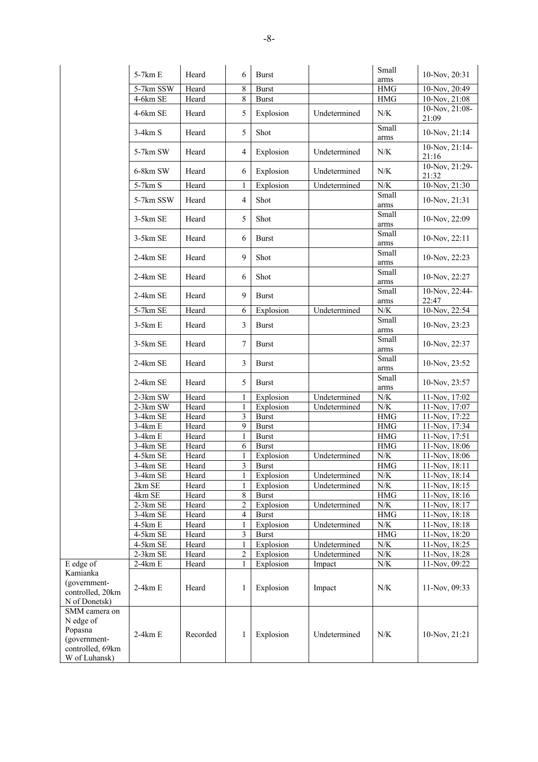| | | | | | | | |
|---|---|---|---|---|---|---|---|
| | 5-7km E | Heard | 6 | Burst | | Small arms | 10-Nov, 20:31 |
| | 5-7km SSW | Heard | 8 | Burst | | HMG | 10-Nov, 20:49 |
| | 4-6km SE | Heard | 8 | Burst | | HMG | 10-Nov, 21:08 |
| | 4-6km SE | Heard | 5 | Explosion | Undetermined | N/K | 10-Nov, 21:08-21:09 |
| | 3-4km S | Heard | 5 | Shot | | Small arms | 10-Nov, 21:14 |
| | 5-7km SW | Heard | 4 | Explosion | Undetermined | N/K | 10-Nov, 21:14-21:16 |
| | 6-8km SW | Heard | 6 | Explosion | Undetermined | N/K | 10-Nov, 21:29-21:32 |
| | 5-7km S | Heard | 1 | Explosion | Undetermined | N/K | 10-Nov, 21:30 |
| | 5-7km SSW | Heard | 4 | Shot | | Small arms | 10-Nov, 21:31 |
| | 3-5km SE | Heard | 5 | Shot | | Small arms | 10-Nov, 22:09 |
| | 3-5km SE | Heard | 6 | Burst | | Small arms | 10-Nov, 22:11 |
| | 2-4km SE | Heard | 9 | Shot | | Small arms | 10-Nov, 22:23 |
| | 2-4km SE | Heard | 6 | Shot | | Small arms | 10-Nov, 22:27 |
| | 2-4km SE | Heard | 9 | Burst | | Small arms | 10-Nov, 22:44-22:47 |
| | 5-7km SE | Heard | 6 | Explosion | Undetermined | N/K | 10-Nov, 22:54 |
| | 3-5km E | Heard | 3 | Burst | | Small arms | 10-Nov, 23:23 |
| | 3-5km SE | Heard | 7 | Burst | | Small arms | 10-Nov, 22:37 |
| | 2-4km SE | Heard | 3 | Burst | | Small arms | 10-Nov, 23:52 |
| | 2-4km SE | Heard | 5 | Burst | | Small arms | 10-Nov, 23:57 |
| | 2-3km SW | Heard | 1 | Explosion | Undetermined | N/K | 11-Nov, 17:02 |
| | 2-3km SW | Heard | 1 | Explosion | Undetermined | N/K | 11-Nov, 17:07 |
| | 3-4km SE | Heard | 3 | Burst | | HMG | 11-Nov, 17:22 |
| | 3-4km E | Heard | 9 | Burst | | HMG | 11-Nov, 17:34 |
| | 3-4km E | Heard | 1 | Burst | | HMG | 11-Nov, 17:51 |
| | 3-4km SE | Heard | 6 | Burst | | HMG | 11-Nov, 18:06 |
| | 4-5km SE | Heard | 1 | Explosion | Undetermined | N/K | 11-Nov, 18:06 |
| | 3-4km SE | Heard | 3 | Burst | | HMG | 11-Nov, 18:11 |
| | 3-4km SE | Heard | 1 | Explosion | Undetermined | N/K | 11-Nov, 18:14 |
| | 2km SE | Heard | 1 | Explosion | Undetermined | N/K | 11-Nov, 18:15 |
| | 4km SE | Heard | 8 | Burst | | HMG | 11-Nov, 18:16 |
| | 2-3km SE | Heard | 2 | Explosion | Undetermined | N/K | 11-Nov, 18:17 |
| | 3-4km SE | Heard | 4 | Burst | | HMG | 11-Nov, 18:18 |
| | 4-5km E | Heard | 1 | Explosion | Undetermined | N/K | 11-Nov, 18:18 |
| | 4-5km SE | Heard | 3 | Burst | | HMG | 11-Nov, 18:20 |
| | 4-5km SE | Heard | 1 | Explosion | Undetermined | N/K | 11-Nov, 18:25 |
| | 2-3km SE | Heard | 2 | Explosion | Undetermined | N/K | 11-Nov, 18:28 |
| E edge of Kamianka (government-controlled, 20km N of Donetsk) | 2-4km E | Heard | 1 | Explosion | Impact | N/K | 11-Nov, 09:22 |
| | 2-4km E | Heard | 1 | Explosion | Impact | N/K | 11-Nov, 09:33 |
| SMM camera on N edge of Popasna (government-controlled, 69km W of Luhansk) | 2-4km E | Recorded | 1 | Explosion | Undetermined | N/K | 10-Nov, 21:21 |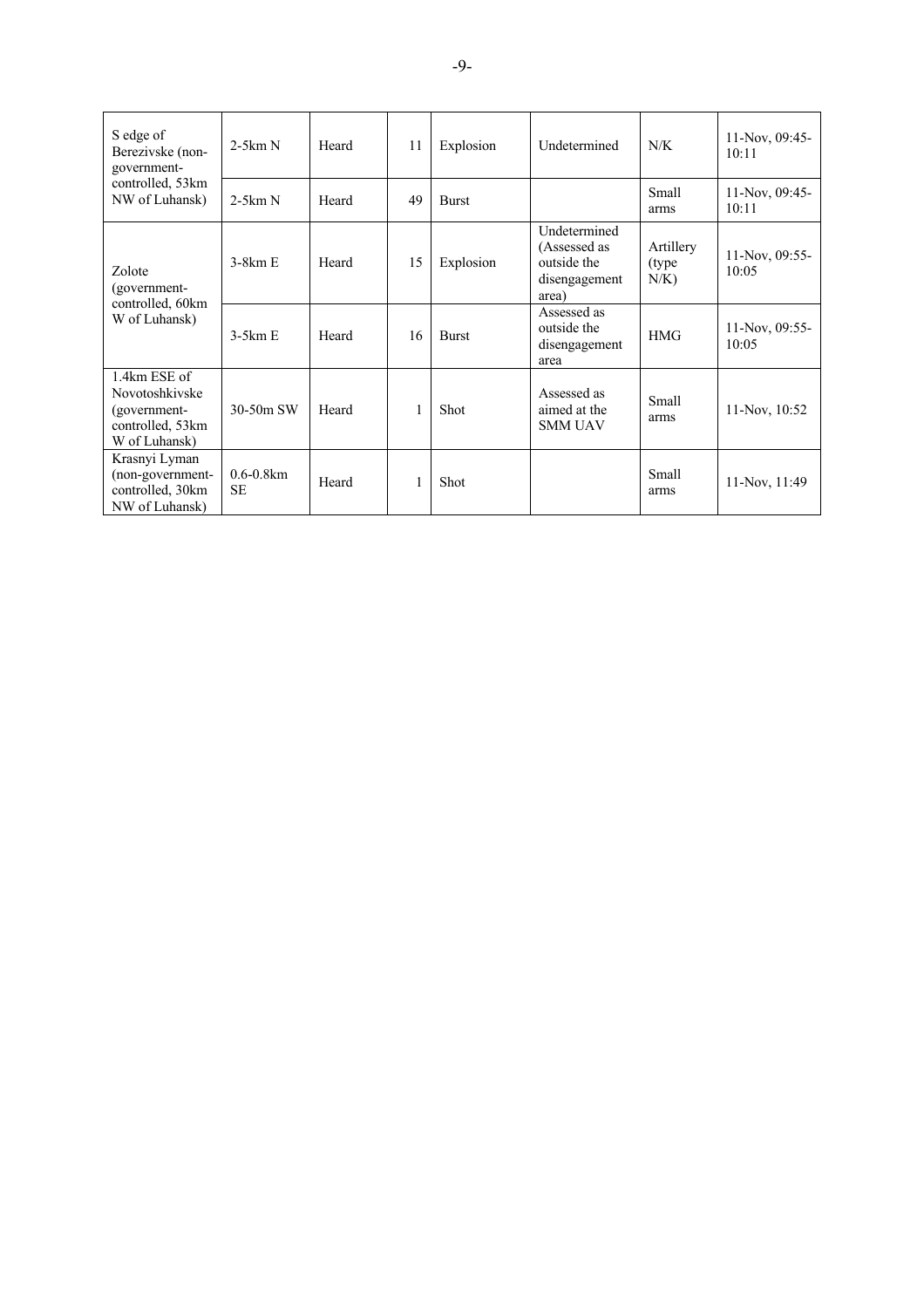| | | | | | | | |
|---|---|---|---|---|---|---|---|
| S edge of Berezivske (non-government-controlled, 53km NW of Luhansk) | 2-5km N | Heard | 11 | Explosion | Undetermined | N/K | 11-Nov, 09:45-10:11 |
| | 2-5km N | Heard | 49 | Burst | | Small arms | 11-Nov, 09:45-10:11 |
| Zolote (government-controlled, 60km W of Luhansk) | 3-8km E | Heard | 15 | Explosion | Undetermined (Assessed as outside the disengagement area) | Artillery (type N/K) | 11-Nov, 09:55-10:05 |
| | 3-5km E | Heard | 16 | Burst | Assessed as outside the disengagement area | HMG | 11-Nov, 09:55-10:05 |
| 1.4km ESE of Novotoshkivske (government-controlled, 53km W of Luhansk) | 30-50m SW | Heard | 1 | Shot | Assessed as aimed at the SMM UAV | Small arms | 11-Nov, 10:52 |
| Krasnyi Lyman (non-government-controlled, 30km NW of Luhansk) | 0.6-0.8km SE | Heard | 1 | Shot | | Small arms | 11-Nov, 11:49 |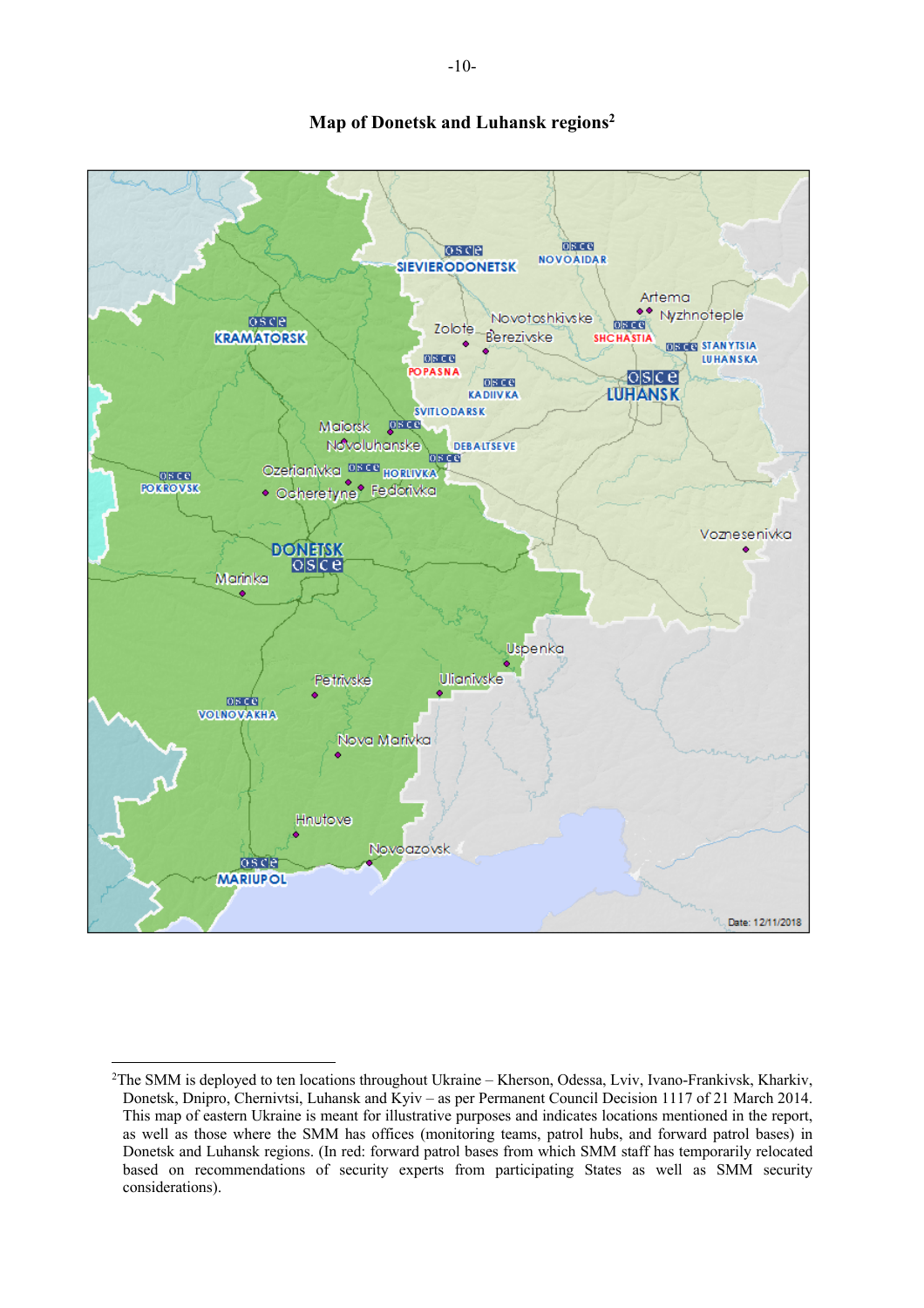**Map of Donetsk and Luhansk regions**[2]

SIEVIERODONETSK
NOVOAIDAR
Artema
Nyzhnoteple
Novotoshkivske
Zolote
Berezivske
SHCHASTIA
STANYTSIA LUHANSKA
POPASNA
KADIIVKA
LUHANSK
KRAMATORSK
SVITLODARSK
Maiorsk
Novoluhanske
DEBALTSEVE
Ozerianivka
HORLIVKA
POKROVSK
Ocheretyne
Fedorivka
Voznesenivka
DONETSK
Marinka
Uspenka
Petrivske
Ulianivske
VOLNOVAKHA
Nova Marivka
Hnutove
Novoazovsk
MARIUPOL
Date: 12/11/2018

---

[2] The SMM is deployed to ten locations throughout Ukraine – Kherson, Odessa, Lviv, Ivano-Frankivsk, Kharkiv, Donetsk, Dnipro, Chernivtsi, Luhansk and Kyiv – as per Permanent Council Decision 1117 of 21 March 2014. This map of eastern Ukraine is meant for illustrative purposes and indicates locations mentioned in the report, as well as those where the SMM has offices (monitoring teams, patrol hubs, and forward patrol bases) in Donetsk and Luhansk regions. (In red: forward patrol bases from which SMM staff has temporarily relocated based on recommendations of security experts from participating States as well as SMM security considerations).